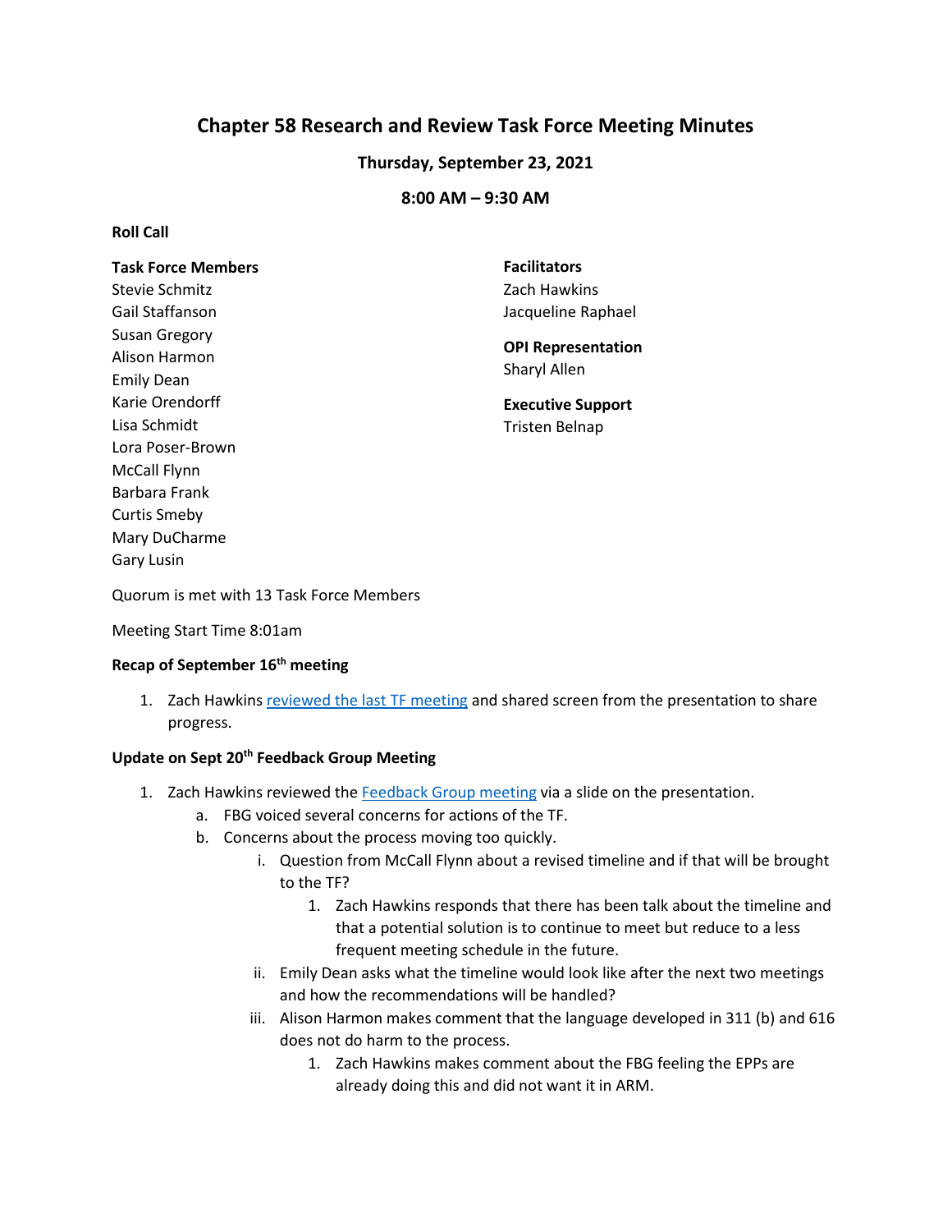# Chapter 58 Research and Review Task Force Meeting Minutes

**Thursday, September 23, 2021**

**8:00 AM – 9:30 AM**

**Roll Call**

**Task Force Members**
Stevie Schmitz
Gail Staffanson
Susan Gregory
Alison Harmon
Emily Dean
Karie Orendorff
Lisa Schmidt
Lora Poser-Brown
McCall Flynn
Barbara Frank
Curtis Smeby
Mary DuCharme
Gary Lusin

**Facilitators**
Zach Hawkins
Jacqueline Raphael

**OPI Representation**
Sharyl Allen

**Executive Support**
Tristen Belnap

Quorum is met with 13 Task Force Members

Meeting Start Time 8:01am

**Recap of September 16th meeting**

1. Zach Hawkins reviewed the last TF meeting and shared screen from the presentation to share progress.

**Update on Sept 20th Feedback Group Meeting**

1. Zach Hawkins reviewed the Feedback Group meeting via a slide on the presentation.
   a. FBG voiced several concerns for actions of the TF.
   b. Concerns about the process moving too quickly.
      i. Question from McCall Flynn about a revised timeline and if that will be brought to the TF?
         1. Zach Hawkins responds that there has been talk about the timeline and that a potential solution is to continue to meet but reduce to a less frequent meeting schedule in the future.
      ii. Emily Dean asks what the timeline would look like after the next two meetings and how the recommendations will be handled?
      iii. Alison Harmon makes comment that the language developed in 311 (b) and 616 does not do harm to the process.
         1. Zach Hawkins makes comment about the FBG feeling the EPPs are already doing this and did not want it in ARM.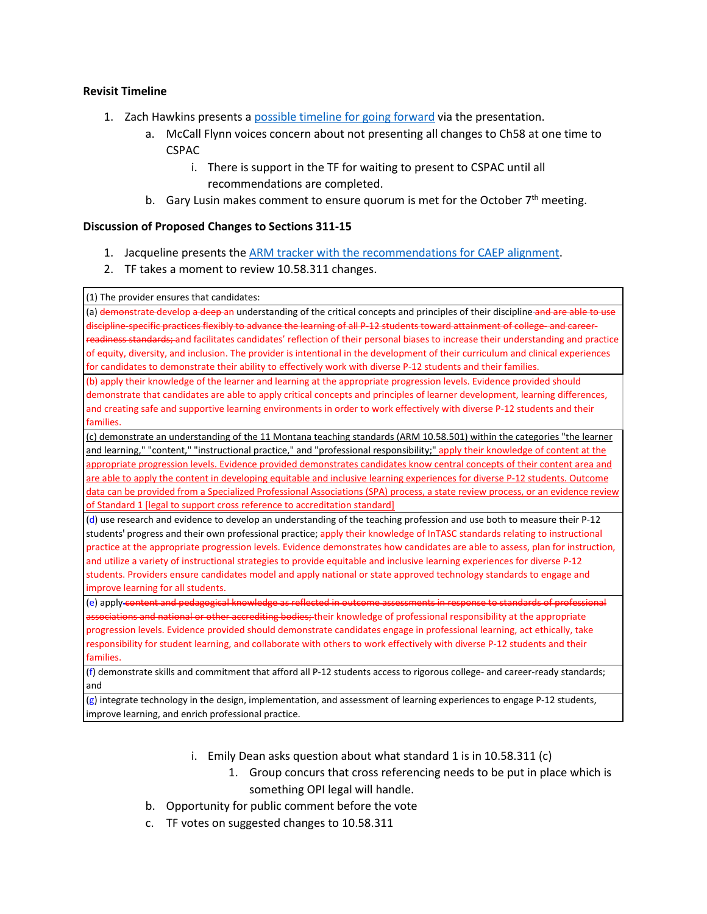**Revisit Timeline**

1. Zach Hawkins presents a possible timeline for going forward via the presentation.
   a. McCall Flynn voices concern about not presenting all changes to Ch58 at one time to CSPAC
      i. There is support in the TF for waiting to present to CSPAC until all recommendations are completed.
   b. Gary Lusin makes comment to ensure quorum is met for the October 7th meeting.

**Discussion of Proposed Changes to Sections 311-15**

1. Jacqueline presents the ARM tracker with the recommendations for CAEP alignment.
2. TF takes a moment to review 10.58.311 changes.

| (1) The provider ensures that candidates: |
|---|
| (a) ~~demonstrate~~ develop ~~a deep~~ an understanding of the critical concepts and principles of their discipline ~~and are able to use discipline-specific practices flexibly to advance the learning of all P-12 students toward attainment of college- and career-readiness standards;~~ and facilitates candidates' reflection of their personal biases to increase their understanding and practice of equity, diversity, and inclusion. The provider is intentional in the development of their curriculum and clinical experiences for candidates to demonstrate their ability to effectively work with diverse P-12 students and their families. |
| (b) apply their knowledge of the learner and learning at the appropriate progression levels. Evidence provided should demonstrate that candidates are able to apply critical concepts and principles of learner development, learning differences, and creating safe and supportive learning environments in order to work effectively with diverse P-12 students and their families. |
| (c) demonstrate an understanding of the 11 Montana teaching standards (ARM 10.58.501) within the categories "the learner and learning," "content," "instructional practice," and "professional responsibility;" apply their knowledge of content at the appropriate progression levels. Evidence provided demonstrates candidates know central concepts of their content area and are able to apply the content in developing equitable and inclusive learning experiences for diverse P-12 students. Outcome data can be provided from a Specialized Professional Associations (SPA) process, a state review process, or an evidence review of Standard 1 [legal to support cross reference to accreditation standard] |
| (d) use research and evidence to develop an understanding of the teaching profession and use both to measure their P-12 students' progress and their own professional practice; apply their knowledge of InTASC standards relating to instructional practice at the appropriate progression levels. Evidence demonstrates how candidates are able to assess, plan for instruction, and utilize a variety of instructional strategies to provide equitable and inclusive learning experiences for diverse P-12 students. Providers ensure candidates model and apply national or state approved technology standards to engage and improve learning for all students. |
| (e) apply ~~content and pedagogical knowledge as reflected in outcome assessments in response to standards of professional associations and national or other accrediting bodies;~~ their knowledge of professional responsibility at the appropriate progression levels. Evidence provided should demonstrate candidates engage in professional learning, act ethically, take responsibility for student learning, and collaborate with others to work effectively with diverse P-12 students and their families. |
| (f) demonstrate skills and commitment that afford all P-12 students access to rigorous college- and career-ready standards; and |
| (g) integrate technology in the design, implementation, and assessment of learning experiences to engage P-12 students, improve learning, and enrich professional practice. |

      i. Emily Dean asks question about what standard 1 is in 10.58.311 (c)
         1. Group concurs that cross referencing needs to be put in place which is something OPI legal will handle.
   b. Opportunity for public comment before the vote
   c. TF votes on suggested changes to 10.58.311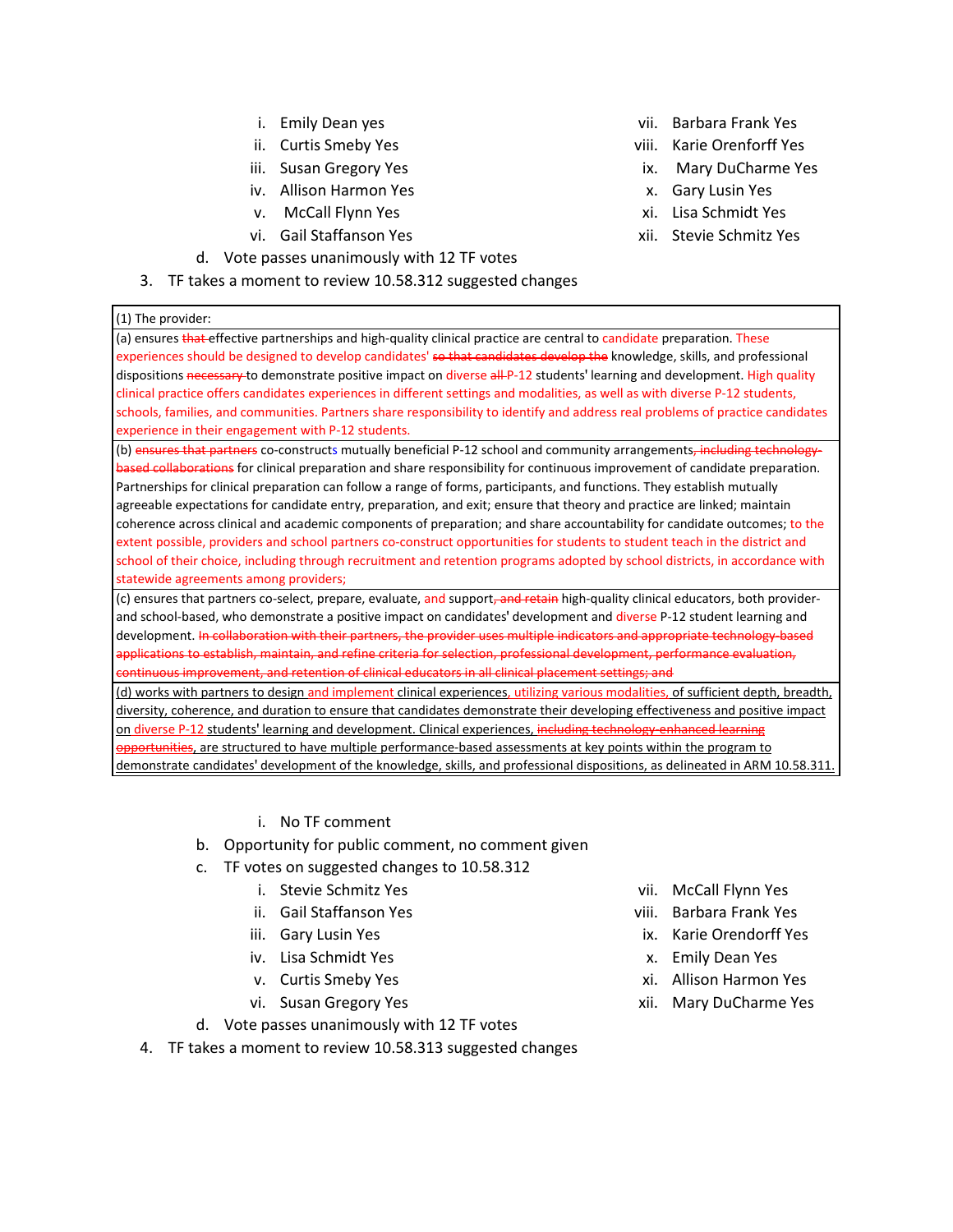i. Emily Dean yes
ii. Curtis Smeby Yes
iii. Susan Gregory Yes
iv. Allison Harmon Yes
v. McCall Flynn Yes
vi. Gail Staffanson Yes
vii. Barbara Frank Yes
viii. Karie Orenforff Yes
ix. Mary DuCharme Yes
x. Gary Lusin Yes
xi. Lisa Schmidt Yes
xii. Stevie Schmitz Yes

d. Vote passes unanimously with 12 TF votes

3. TF takes a moment to review 10.58.312 suggested changes

| (1) The provider: |
|---|
| (a) ensures ~~that~~ effective partnerships and high-quality clinical practice are central to candidate preparation. These experiences should be designed to develop candidates' ~~so that candidates develop the~~ knowledge, skills, and professional dispositions ~~necessary~~ to demonstrate positive impact on diverse ~~all~~ P-12 students' learning and development. High quality clinical practice offers candidates experiences in different settings and modalities, as well as with diverse P-12 students, schools, families, and communities. Partners share responsibility to identify and address real problems of practice candidates experience in their engagement with P-12 students. |
| (b) ~~ensures that partners~~ co-constructs mutually beneficial P-12 school and community arrangements~~, including technology-based collaborations~~ for clinical preparation and share responsibility for continuous improvement of candidate preparation. Partnerships for clinical preparation can follow a range of forms, participants, and functions. They establish mutually agreeable expectations for candidate entry, preparation, and exit; ensure that theory and practice are linked; maintain coherence across clinical and academic components of preparation; and share accountability for candidate outcomes; to the extent possible, providers and school partners co-construct opportunities for students to student teach in the district and school of their choice, including through recruitment and retention programs adopted by school districts, in accordance with statewide agreements among providers; |
| (c) ensures that partners co-select, prepare, evaluate, and support~~, and retain~~ high-quality clinical educators, both provider- and school-based, who demonstrate a positive impact on candidates' development and diverse P-12 student learning and development. ~~In collaboration with their partners, the provider uses multiple indicators and appropriate technology-based applications to establish, maintain, and refine criteria for selection, professional development, performance evaluation, continuous improvement, and retention of clinical educators in all clinical placement settings; and~~ |
| (d) works with partners to design and implement clinical experiences, utilizing various modalities, of sufficient depth, breadth, diversity, coherence, and duration to ensure that candidates demonstrate their developing effectiveness and positive impact on diverse P-12 students' learning and development. Clinical experiences, ~~including technology-enhanced learning opportunities~~, are structured to have multiple performance-based assessments at key points within the program to demonstrate candidates' development of the knowledge, skills, and professional dispositions, as delineated in ARM 10.58.311. |

i. No TF comment

b. Opportunity for public comment, no comment given

c. TF votes on suggested changes to 10.58.312

i. Stevie Schmitz Yes
ii. Gail Staffanson Yes
iii. Gary Lusin Yes
iv. Lisa Schmidt Yes
v. Curtis Smeby Yes
vi. Susan Gregory Yes
vii. McCall Flynn Yes
viii. Barbara Frank Yes
ix. Karie Orendorff Yes
x. Emily Dean Yes
xi. Allison Harmon Yes
xii. Mary DuCharme Yes

d. Vote passes unanimously with 12 TF votes

4. TF takes a moment to review 10.58.313 suggested changes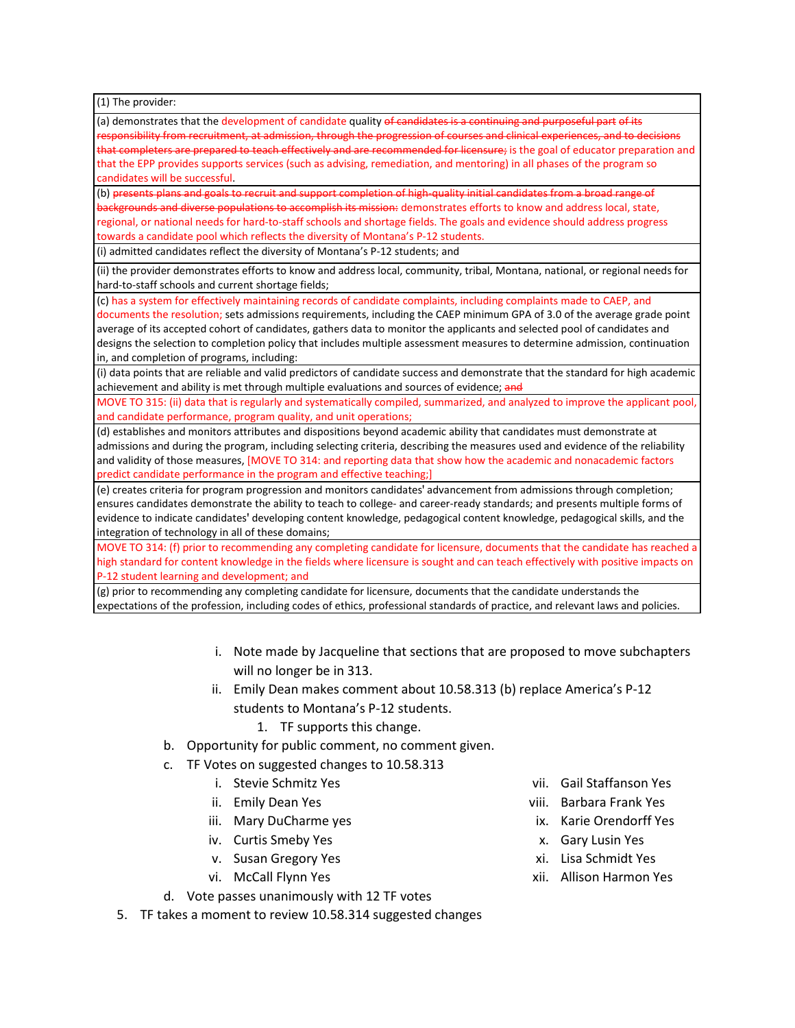| (1) The provider: |
|---|
| (a) demonstrates that the development of candidate quality ~~of candidates is a continuing and purposeful part of its responsibility from recruitment, at admission, through the progression of courses and clinical experiences, and to decisions that completers are prepared to teach effectively and are recommended for licensure;~~ is the goal of educator preparation and that the EPP provides supports services (such as advising, remediation, and mentoring) in all phases of the program so candidates will be successful. |
| (b) ~~presents plans and goals to recruit and support completion of high-quality initial candidates from a broad range of backgrounds and diverse populations to accomplish its mission:~~ demonstrates efforts to know and address local, state, regional, or national needs for hard-to-staff schools and shortage fields. The goals and evidence should address progress towards a candidate pool which reflects the diversity of Montana's P-12 students. |
| (i) admitted candidates reflect the diversity of Montana's P-12 students; and |
| (ii) the provider demonstrates efforts to know and address local, community, tribal, Montana, national, or regional needs for hard-to-staff schools and current shortage fields; |
| (c) has a system for effectively maintaining records of candidate complaints, including complaints made to CAEP, and documents the resolution; sets admissions requirements, including the CAEP minimum GPA of 3.0 of the average grade point average of its accepted cohort of candidates, gathers data to monitor the applicants and selected pool of candidates and designs the selection to completion policy that includes multiple assessment measures to determine admission, continuation in, and completion of programs, including: |
| (i) data points that are reliable and valid predictors of candidate success and demonstrate that the standard for high academic achievement and ability is met through multiple evaluations and sources of evidence; ~~and~~ |
| MOVE TO 315: (ii) data that is regularly and systematically compiled, summarized, and analyzed to improve the applicant pool, and candidate performance, program quality, and unit operations; |
| (d) establishes and monitors attributes and dispositions beyond academic ability that candidates must demonstrate at admissions and during the program, including selecting criteria, describing the measures used and evidence of the reliability and validity of those measures, [MOVE TO 314: and reporting data that show how the academic and nonacademic factors predict candidate performance in the program and effective teaching;] |
| (e) creates criteria for program progression and monitors candidates' advancement from admissions through completion; ensures candidates demonstrate the ability to teach to college- and career-ready standards; and presents multiple forms of evidence to indicate candidates' developing content knowledge, pedagogical content knowledge, pedagogical skills, and the integration of technology in all of these domains; |
| MOVE TO 314: (f) prior to recommending any completing candidate for licensure, documents that the candidate has reached a high standard for content knowledge in the fields where licensure is sought and can teach effectively with positive impacts on P-12 student learning and development; and |
| (g) prior to recommending any completing candidate for licensure, documents that the candidate understands the expectations of the profession, including codes of ethics, professional standards of practice, and relevant laws and policies. |

i. Note made by Jacqueline that sections that are proposed to move subchapters will no longer be in 313.
ii. Emily Dean makes comment about 10.58.313 (b) replace America's P-12 students to Montana's P-12 students.
   1. TF supports this change.

b. Opportunity for public comment, no comment given.

c. TF Votes on suggested changes to 10.58.313
   i. Stevie Schmitz Yes
   ii. Emily Dean Yes
   iii. Mary DuCharme yes
   iv. Curtis Smeby Yes
   v. Susan Gregory Yes
   vi. McCall Flynn Yes
   vii. Gail Staffanson Yes
   viii. Barbara Frank Yes
   ix. Karie Orendorff Yes
   x. Gary Lusin Yes
   xi. Lisa Schmidt Yes
   xii. Allison Harmon Yes

d. Vote passes unanimously with 12 TF votes

5. TF takes a moment to review 10.58.314 suggested changes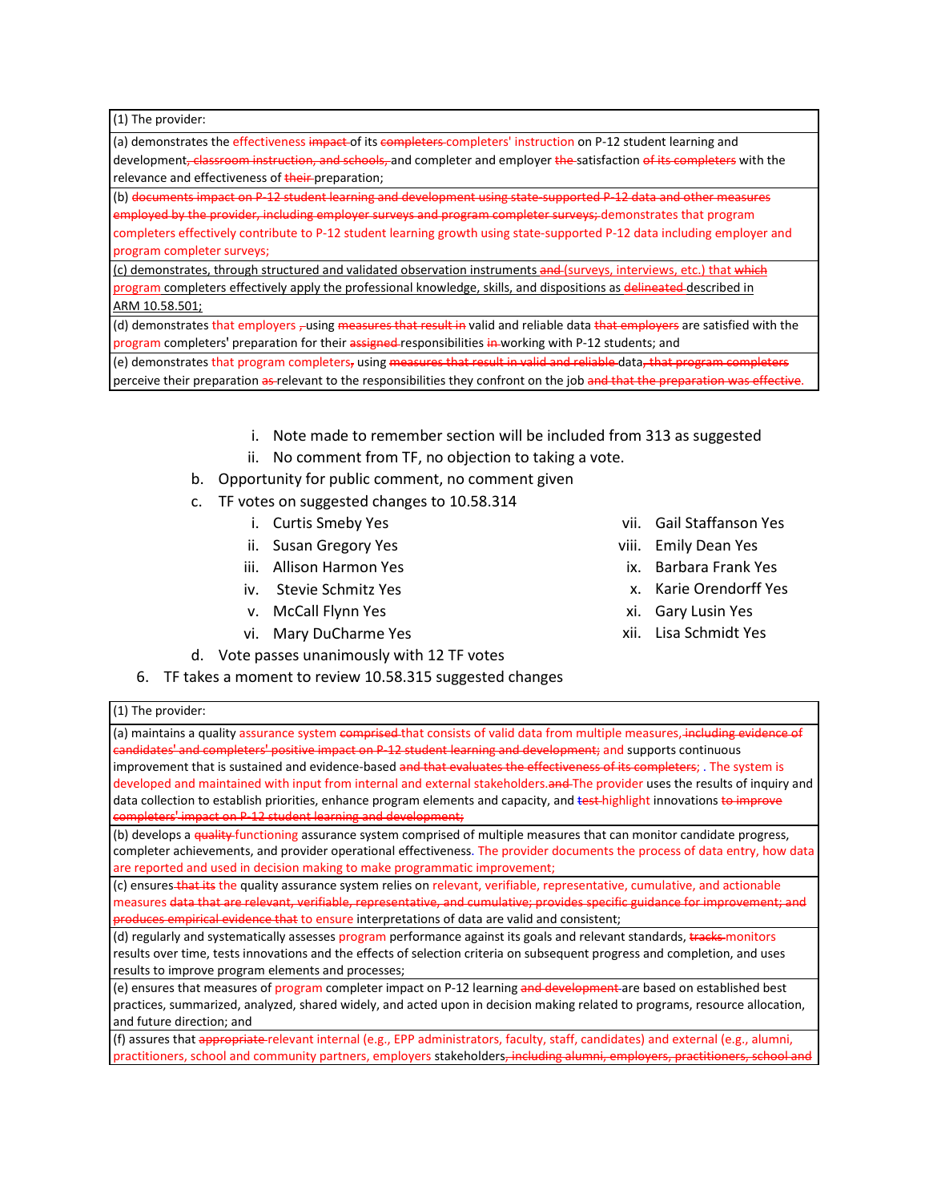| (1) The provider: |
|---|
| (a) demonstrates the effectiveness ~~impact~~ of its ~~completers~~ completers' instruction on P-12 student learning and development~~, classroom instruction, and schools,~~ and completer and employer ~~the~~ satisfaction ~~of its completers~~ with the relevance and effectiveness of ~~their~~ preparation; |
| (b) ~~documents impact on P-12 student learning and development using state-supported P-12 data and other measures employed by the provider, including employer surveys and program completer surveys;~~ demonstrates that program completers effectively contribute to P-12 student learning growth using state-supported P-12 data including employer and program completer surveys; |
| (c) demonstrates, through structured and validated observation instruments ~~and~~ (surveys, interviews, etc.) that ~~which~~ program completers effectively apply the professional knowledge, skills, and dispositions as ~~delineated~~ described in ARM 10.58.501; |
| (d) demonstrates that employers ~~,~~ using ~~measures that result in~~ valid and reliable data ~~that employers~~ are satisfied with the program completers' preparation for their ~~assigned~~ responsibilities ~~in~~ working with P-12 students; and |
| (e) demonstrates that program completers~~,~~ using ~~measures that result in valid and reliable~~ data~~, that program completers~~ perceive their preparation ~~as~~ relevant to the responsibilities they confront on the job ~~and that the preparation was effective~~. |

i. Note made to remember section will be included from 313 as suggested
ii. No comment from TF, no objection to taking a vote.

b. Opportunity for public comment, no comment given
c. TF votes on suggested changes to 10.58.314
   i. Curtis Smeby Yes
   ii. Susan Gregory Yes
   iii. Allison Harmon Yes
   iv. Stevie Schmitz Yes
   v. McCall Flynn Yes
   vi. Mary DuCharme Yes
   vii. Gail Staffanson Yes
   viii. Emily Dean Yes
   ix. Barbara Frank Yes
   x. Karie Orendorff Yes
   xi. Gary Lusin Yes
   xii. Lisa Schmidt Yes
d. Vote passes unanimously with 12 TF votes

6. TF takes a moment to review 10.58.315 suggested changes

| (1) The provider: |
|---|
| (a) maintains a quality assurance system ~~comprised~~ that consists of valid data from multiple measures, ~~including evidence of candidates' and completers' positive impact on P-12 student learning and development;~~ and supports continuous improvement that is sustained and evidence-based ~~and that evaluates the effectiveness of its completers;~~ . The system is developed and maintained with input from internal and external stakeholders. ~~and~~ The provider uses the results of inquiry and data collection to establish priorities, enhance program elements and capacity, and ~~test~~ highlight innovations ~~to improve completers' impact on P-12 student learning and development;~~ |
| (b) develops a ~~quality~~ functioning assurance system comprised of multiple measures that can monitor candidate progress, completer achievements, and provider operational effectiveness. The provider documents the process of data entry, how data are reported and used in decision making to make programmatic improvement; |
| (c) ensures ~~that its~~ the quality assurance system relies on relevant, verifiable, representative, cumulative, and actionable measures ~~data that are relevant, verifiable, representative, and cumulative; provides specific guidance for improvement; and produces empirical evidence that~~ to ensure interpretations of data are valid and consistent; |
| (d) regularly and systematically assesses program performance against its goals and relevant standards, ~~tracks~~ monitors results over time, tests innovations and the effects of selection criteria on subsequent progress and completion, and uses results to improve program elements and processes; |
| (e) ensures that measures of program completer impact on P-12 learning ~~and development~~ are based on established best practices, summarized, analyzed, shared widely, and acted upon in decision making related to programs, resource allocation, and future direction; and |
| (f) assures that ~~appropriate~~ relevant internal (e.g., EPP administrators, faculty, staff, candidates) and external (e.g., alumni, practitioners, school and community partners, employers stakeholders~~, including alumni, employers, practitioners, school and~~ |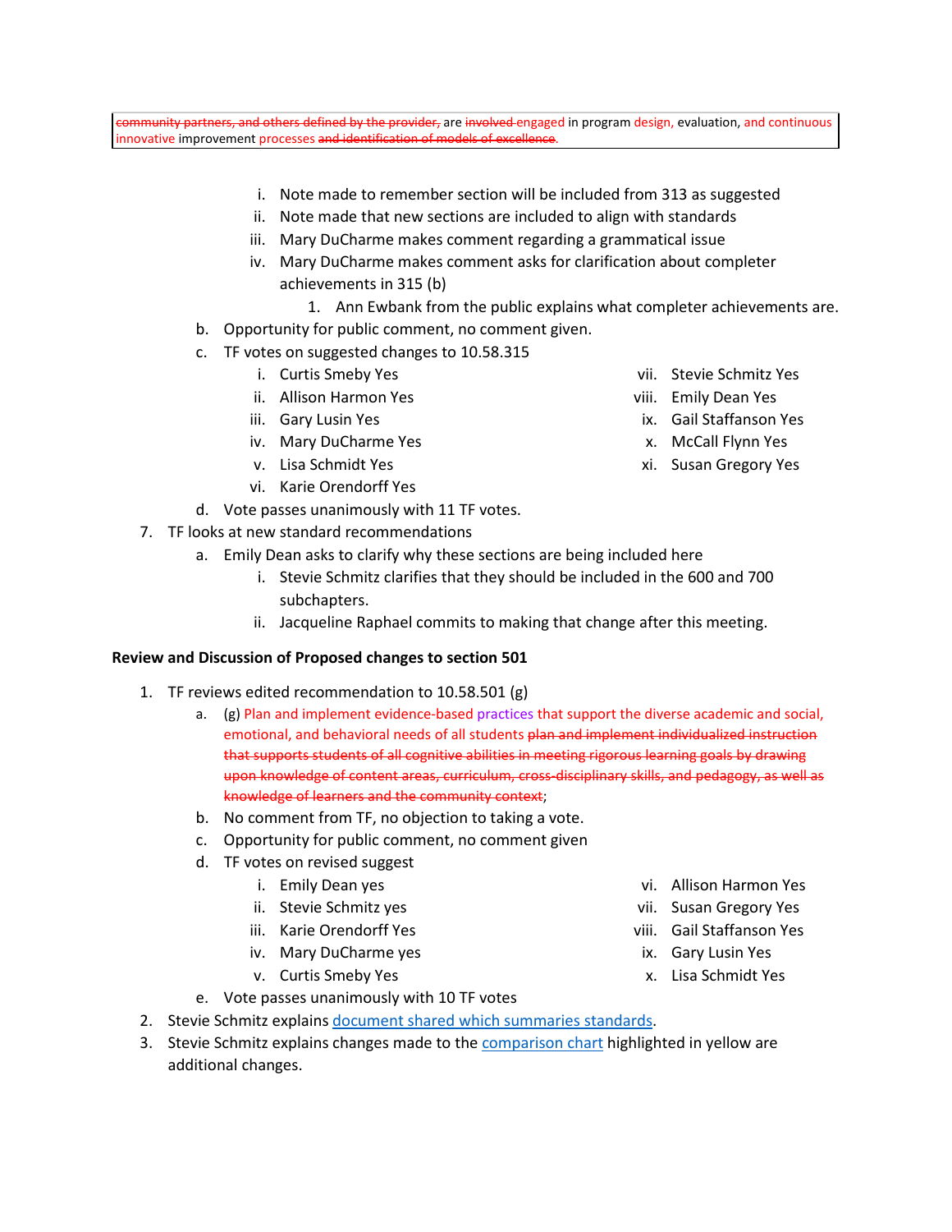| ~~community partners, and others defined by the provider,~~ are ~~involved~~ engaged in program design, evaluation, and continuous innovative improvement processes ~~and identification of models of excellence~~. |
|---|

i. Note made to remember section will be included from 313 as suggested
ii. Note made that new sections are included to align with standards
iii. Mary DuCharme makes comment regarding a grammatical issue
iv. Mary DuCharme makes comment asks for clarification about completer achievements in 315 (b)
    1. Ann Ewbank from the public explains what completer achievements are.

b. Opportunity for public comment, no comment given.
c. TF votes on suggested changes to 10.58.315
    i. Curtis Smeby Yes
    ii. Allison Harmon Yes
    iii. Gary Lusin Yes
    iv. Mary DuCharme Yes
    v. Lisa Schmidt Yes
    vi. Karie Orendorff Yes
    vii. Stevie Schmitz Yes
    viii. Emily Dean Yes
    ix. Gail Staffanson Yes
    x. McCall Flynn Yes
    xi. Susan Gregory Yes
d. Vote passes unanimously with 11 TF votes.

7. TF looks at new standard recommendations
    a. Emily Dean asks to clarify why these sections are being included here
        i. Stevie Schmitz clarifies that they should be included in the 600 and 700 subchapters.
        ii. Jacqueline Raphael commits to making that change after this meeting.

**Review and Discussion of Proposed changes to section 501**

1. TF reviews edited recommendation to 10.58.501 (g)
    a. (g) Plan and implement evidence-based practices that support the diverse academic and social, emotional, and behavioral needs of all students ~~plan and implement individualized instruction that supports students of all cognitive abilities in meeting rigorous learning goals by drawing upon knowledge of content areas, curriculum, cross-disciplinary skills, and pedagogy, as well as knowledge of learners and the community context~~;
    b. No comment from TF, no objection to taking a vote.
    c. Opportunity for public comment, no comment given
    d. TF votes on revised suggest
        i. Emily Dean yes
        ii. Stevie Schmitz yes
        iii. Karie Orendorff Yes
        iv. Mary DuCharme yes
        v. Curtis Smeby Yes
        vi. Allison Harmon Yes
        vii. Susan Gregory Yes
        viii. Gail Staffanson Yes
        ix. Gary Lusin Yes
        x. Lisa Schmidt Yes
    e. Vote passes unanimously with 10 TF votes
2. Stevie Schmitz explains document shared which summaries standards.
3. Stevie Schmitz explains changes made to the comparison chart highlighted in yellow are additional changes.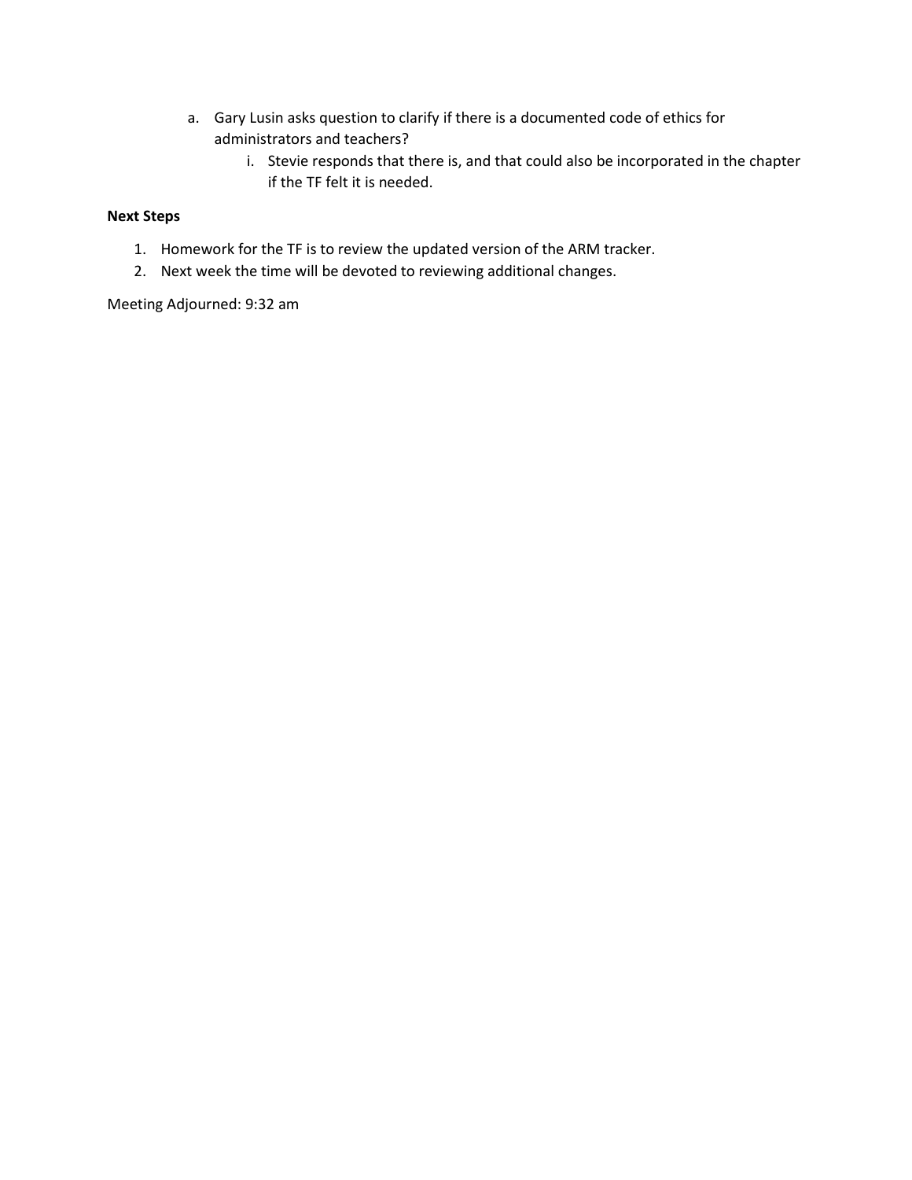a. Gary Lusin asks question to clarify if there is a documented code of ethics for administrators and teachers?
      i. Stevie responds that there is, and that could also be incorporated in the chapter if the TF felt it is needed.

**Next Steps**

1. Homework for the TF is to review the updated version of the ARM tracker.
2. Next week the time will be devoted to reviewing additional changes.

Meeting Adjourned: 9:32 am